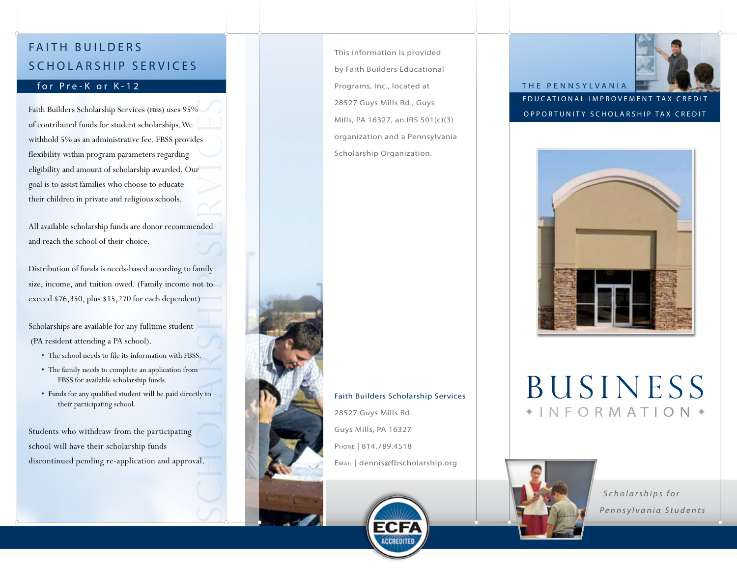# FAITH BUILDERS SCHOLARSHIP SERVICES

## for Pre-K or K-12

Faith Builders Scholarship Services (FBSS) uses 95% of contributed funds for student scholarships. We withhold 5% as an administrative fee. FBSS provides flexibility within program parameters regarding eligibility and amount of scholarship awarded. Our goal is to assist families who choose to educate their children in private and religious schools.

All available scholarship funds are donor recommended and reach the school of their choice.

Distribution of funds is needs-based according to family size, income, and tuition owed. (Family income not to exceed $76,350, plus $15,270 for each dependent)

Scholarships are available for any fulltime student (PA resident attending a PA school).

- The school needs to file its information with FBSS.
- The family needs to complete an application from FBSS for available scholarship funds.
- Funds for any qualified student will be paid directly to their participating school.

Students who withdraw from the participating school will have their scholarship funds discontinued pending re-application and approval.

This information is provided by Faith Builders Educational Programs, Inc., located at 28527 Guys Mills Rd., Guys Mills, PA 16327, an IRS 501(c)(3) organization and a Pennsylvania Scholarship Organization.

**Faith Builders Scholarship Services**
28527 Guys Mills Rd.
Guys Mills, PA 16327
Phone | 814.789.4518
Email | dennis@fbscholarship.org

ECFA ACCREDITED

THE PENNSYLVANIA
EDUCATIONAL IMPROVEMENT TAX CREDIT
OPPORTUNITY SCHOLARSHIP TAX CREDIT

# BUSINESS INFORMATION

*Scholarships for Pennsylvania Students*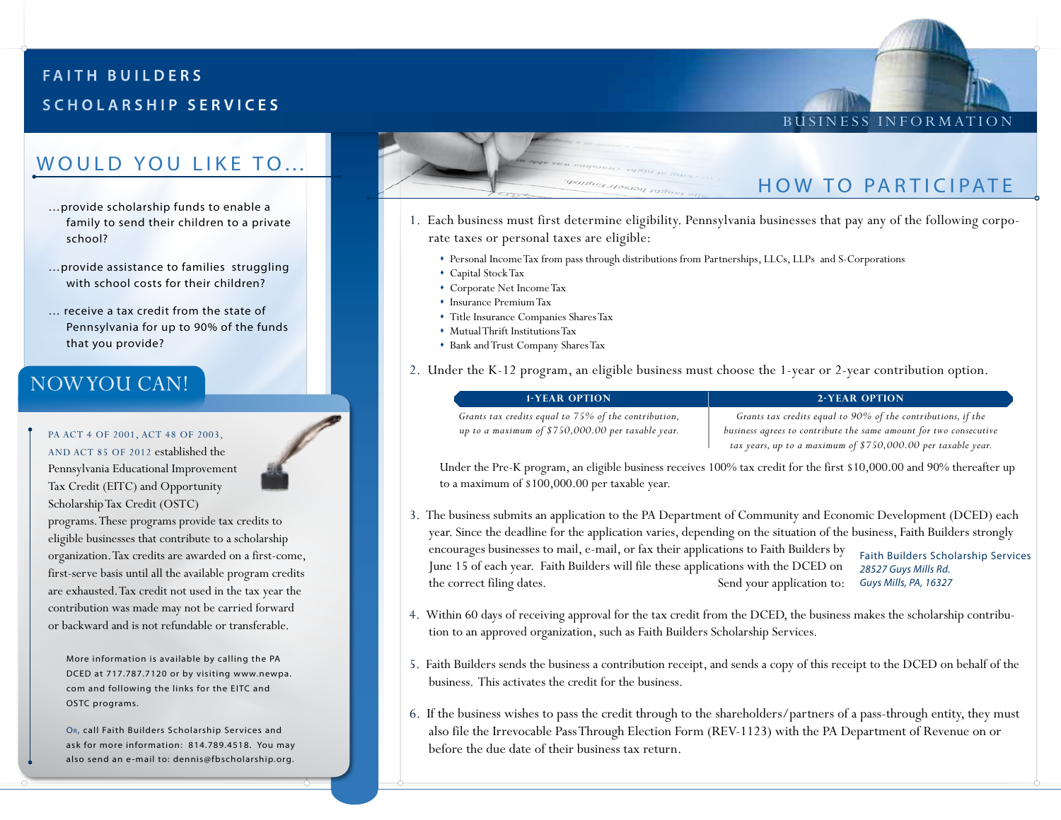# FAITH BUILDERS SCHOLARSHIP SERVICES

BUSINESS INFORMATION

## WOULD YOU LIKE TO...

...provide scholarship funds to enable a family to send their children to a private school?

...provide assistance to families struggling with school costs for their children?

... receive a tax credit from the state of Pennsylvania for up to 90% of the funds that you provide?

## NOW YOU CAN!

PA ACT 4 OF 2001, ACT 48 OF 2003, AND ACT 85 OF 2012 established the Pennsylvania Educational Improvement Tax Credit (EITC) and Opportunity Scholarship Tax Credit (OSTC) programs. These programs provide tax credits to eligible businesses that contribute to a scholarship organization. Tax credits are awarded on a first-come, first-serve basis until all the available program credits are exhausted. Tax credit not used in the tax year the contribution was made may not be carried forward or backward and is not refundable or transferable.

More information is available by calling the PA DCED at 717.787.7120 or by visiting www.newpa.com and following the links for the EITC and OSTC programs.

Or, call Faith Builders Scholarship Services and ask for more information: 814.789.4518. You may also send an e-mail to: dennis@fbscholarship.org.

## HOW TO PARTICIPATE

1. Each business must first determine eligibility. Pennsylvania businesses that pay any of the following corporate taxes or personal taxes are eligible:
   - Personal Income Tax from pass through distributions from Partnerships, LLCs, LLPs and S-Corporations
   - Capital Stock Tax
   - Corporate Net Income Tax
   - Insurance Premium Tax
   - Title Insurance Companies Shares Tax
   - Mutual Thrift Institutions Tax
   - Bank and Trust Company Shares Tax

2. Under the K-12 program, an eligible business must choose the 1-year or 2-year contribution option.

| 1-YEAR OPTION | 2-YEAR OPTION |
|---|---|
| *Grants tax credits equal to 75% of the contribution, up to a maximum of $750,000.00 per taxable year.* | *Grants tax credits equal to 90% of the contributions, if the business agrees to contribute the same amount for two consecutive tax years, up to a maximum of $750,000.00 per taxable year.* |

   Under the Pre-K program, an eligible business receives 100% tax credit for the first $10,000.00 and 90% thereafter up to a maximum of $100,000.00 per taxable year.

3. The business submits an application to the PA Department of Community and Economic Development (DCED) each year. Since the deadline for the application varies, depending on the situation of the business, Faith Builders strongly encourages businesses to mail, e-mail, or fax their applications to Faith Builders by June 15 of each year. Faith Builders will file these applications with the DCED on the correct filing dates. Send your application to:

   Faith Builders Scholarship Services
   *28527 Guys Mills Rd.*
   *Guys Mills, PA, 16327*

4. Within 60 days of receiving approval for the tax credit from the DCED, the business makes the scholarship contribution to an approved organization, such as Faith Builders Scholarship Services.

5. Faith Builders sends the business a contribution receipt, and sends a copy of this receipt to the DCED on behalf of the business. This activates the credit for the business.

6. If the business wishes to pass the credit through to the shareholders/partners of a pass-through entity, they must also file the Irrevocable Pass Through Election Form (REV-1123) with the PA Department of Revenue on or before the due date of their business tax return.